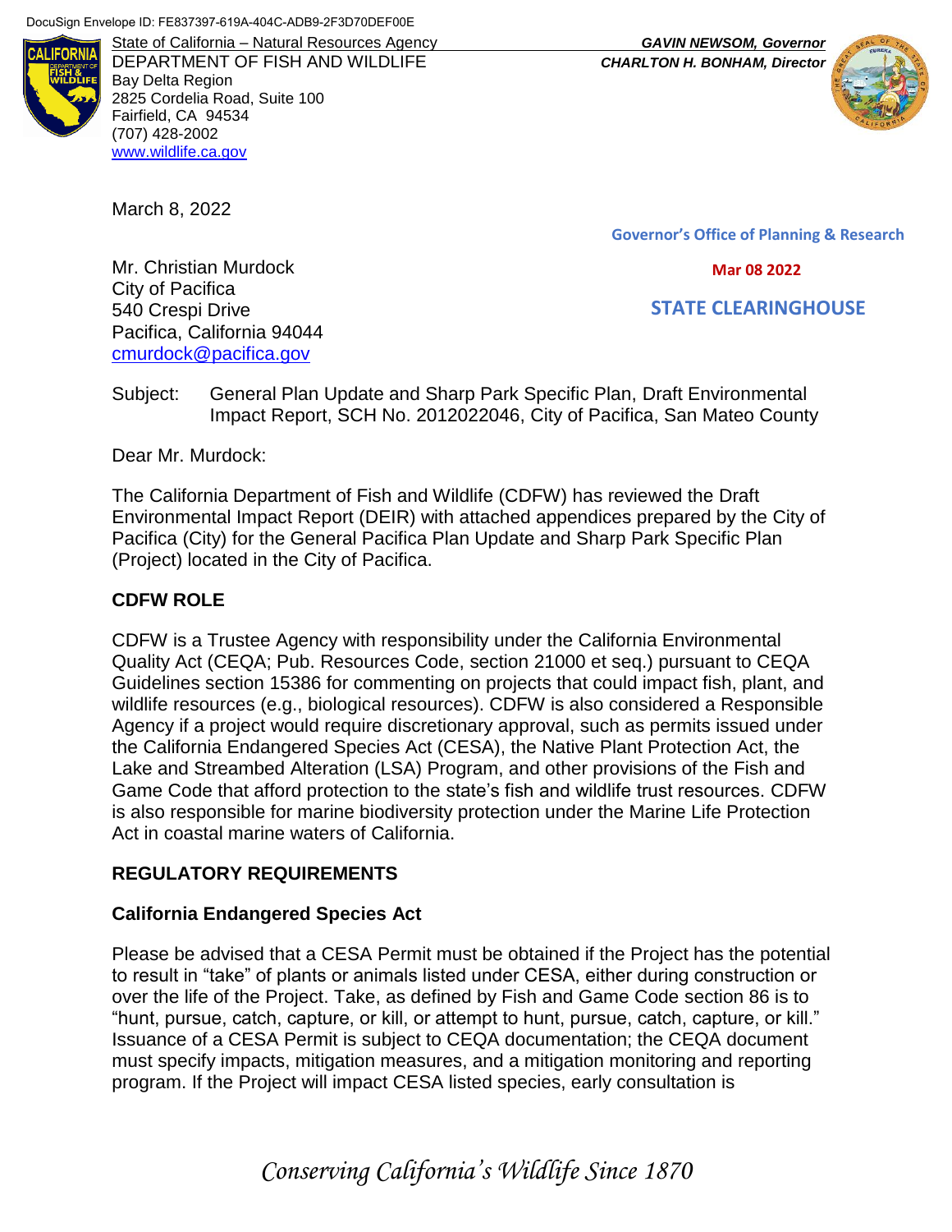DocuSign Envelope ID: FE837397-619A-404C-ADB9-2F3D70DEF00E

State of California – Natural Resources Agency
DEPARTMENT OF FISH AND WILDLIFE
Bay Delta Region
2825 Cordelia Road, Suite 100
Fairfield, CA 94534
(707) 428-2002
www.wildlife.ca.gov

***GAVIN NEWSOM, Governor***
***CHARLTON H. BONHAM, Director***

March 8, 2022

**Governor's Office of Planning & Research**

**Mar 08 2022**

**STATE CLEARINGHOUSE**

Mr. Christian Murdock
City of Pacifica
540 Crespi Drive
Pacifica, California 94044
cmurdock@pacifica.gov

Subject: General Plan Update and Sharp Park Specific Plan, Draft Environmental Impact Report, SCH No. 2012022046, City of Pacifica, San Mateo County

Dear Mr. Murdock:

The California Department of Fish and Wildlife (CDFW) has reviewed the Draft Environmental Impact Report (DEIR) with attached appendices prepared by the City of Pacifica (City) for the General Pacifica Plan Update and Sharp Park Specific Plan (Project) located in the City of Pacifica.

## CDFW ROLE

CDFW is a Trustee Agency with responsibility under the California Environmental Quality Act (CEQA; Pub. Resources Code, section 21000 et seq.) pursuant to CEQA Guidelines section 15386 for commenting on projects that could impact fish, plant, and wildlife resources (e.g., biological resources). CDFW is also considered a Responsible Agency if a project would require discretionary approval, such as permits issued under the California Endangered Species Act (CESA), the Native Plant Protection Act, the Lake and Streambed Alteration (LSA) Program, and other provisions of the Fish and Game Code that afford protection to the state's fish and wildlife trust resources. CDFW is also responsible for marine biodiversity protection under the Marine Life Protection Act in coastal marine waters of California.

## REGULATORY REQUIREMENTS

### California Endangered Species Act

Please be advised that a CESA Permit must be obtained if the Project has the potential to result in "take" of plants or animals listed under CESA, either during construction or over the life of the Project. Take, as defined by Fish and Game Code section 86 is to "hunt, pursue, catch, capture, or kill, or attempt to hunt, pursue, catch, capture, or kill." Issuance of a CESA Permit is subject to CEQA documentation; the CEQA document must specify impacts, mitigation measures, and a mitigation monitoring and reporting program. If the Project will impact CESA listed species, early consultation is

*Conserving California's Wildlife Since 1870*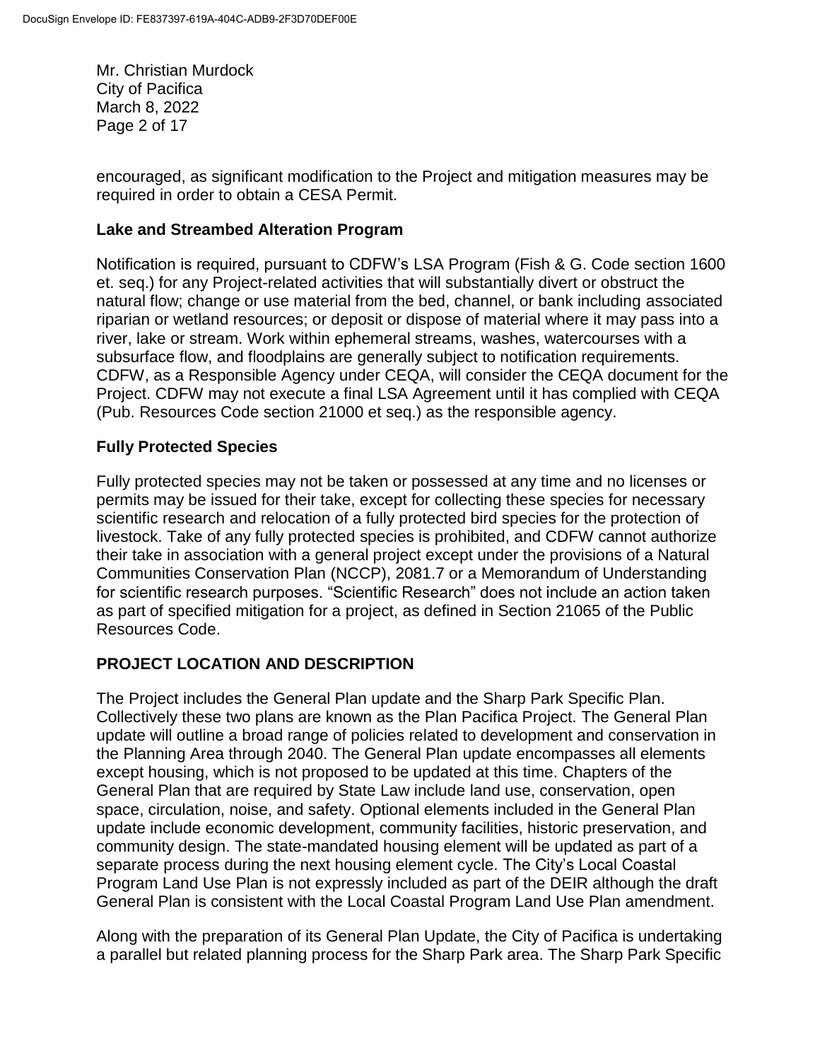encouraged, as significant modification to the Project and mitigation measures may be required in order to obtain a CESA Permit.

**Lake and Streambed Alteration Program**

Notification is required, pursuant to CDFW's LSA Program (Fish & G. Code section 1600 et. seq.) for any Project-related activities that will substantially divert or obstruct the natural flow; change or use material from the bed, channel, or bank including associated riparian or wetland resources; or deposit or dispose of material where it may pass into a river, lake or stream. Work within ephemeral streams, washes, watercourses with a subsurface flow, and floodplains are generally subject to notification requirements. CDFW, as a Responsible Agency under CEQA, will consider the CEQA document for the Project. CDFW may not execute a final LSA Agreement until it has complied with CEQA (Pub. Resources Code section 21000 et seq.) as the responsible agency.

**Fully Protected Species**

Fully protected species may not be taken or possessed at any time and no licenses or permits may be issued for their take, except for collecting these species for necessary scientific research and relocation of a fully protected bird species for the protection of livestock. Take of any fully protected species is prohibited, and CDFW cannot authorize their take in association with a general project except under the provisions of a Natural Communities Conservation Plan (NCCP), 2081.7 or a Memorandum of Understanding for scientific research purposes. "Scientific Research" does not include an action taken as part of specified mitigation for a project, as defined in Section 21065 of the Public Resources Code.

## PROJECT LOCATION AND DESCRIPTION

The Project includes the General Plan update and the Sharp Park Specific Plan. Collectively these two plans are known as the Plan Pacifica Project. The General Plan update will outline a broad range of policies related to development and conservation in the Planning Area through 2040. The General Plan update encompasses all elements except housing, which is not proposed to be updated at this time. Chapters of the General Plan that are required by State Law include land use, conservation, open space, circulation, noise, and safety. Optional elements included in the General Plan update include economic development, community facilities, historic preservation, and community design. The state-mandated housing element will be updated as part of a separate process during the next housing element cycle. The City's Local Coastal Program Land Use Plan is not expressly included as part of the DEIR although the draft General Plan is consistent with the Local Coastal Program Land Use Plan amendment.

Along with the preparation of its General Plan Update, the City of Pacifica is undertaking a parallel but related planning process for the Sharp Park area. The Sharp Park Specific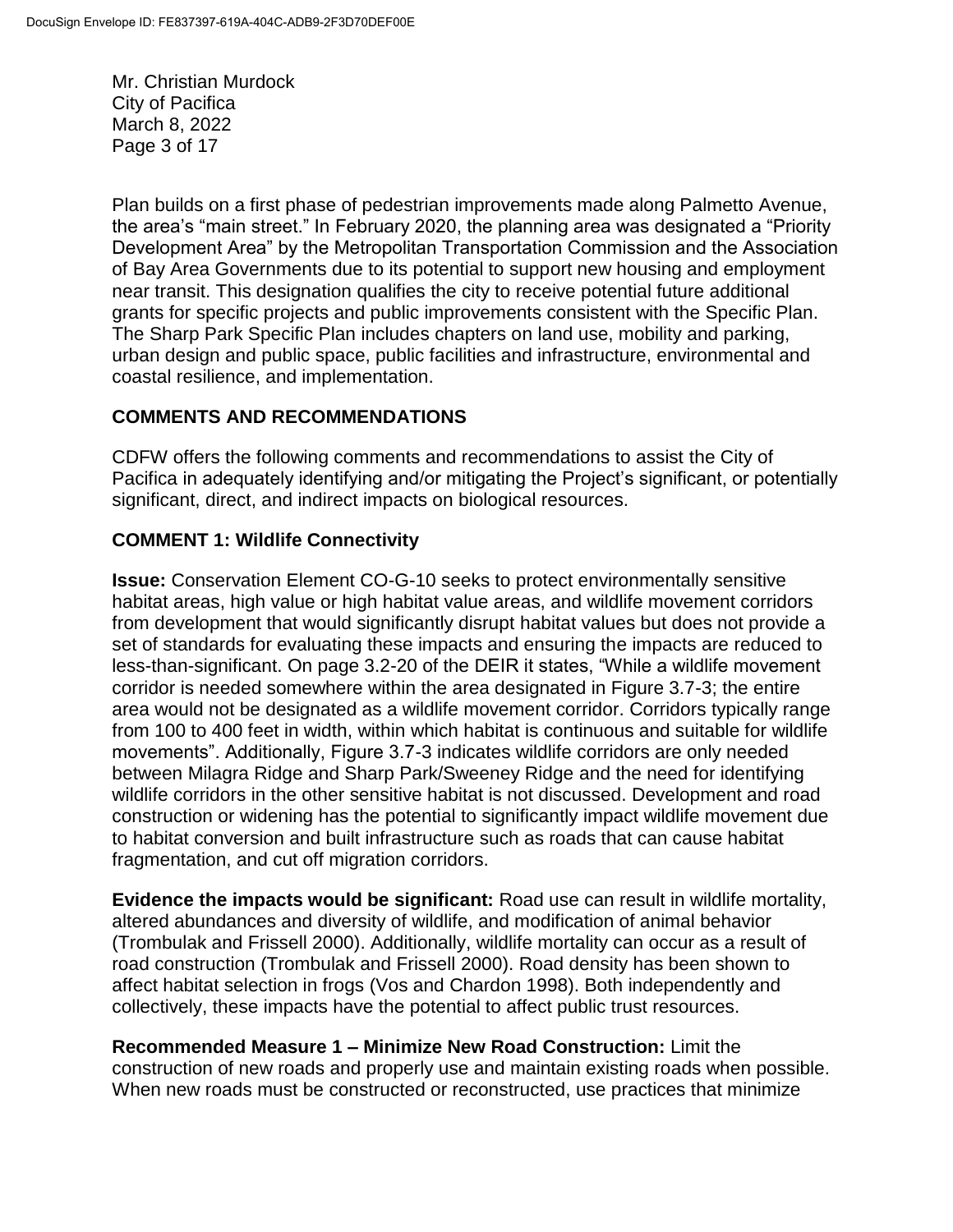Plan builds on a first phase of pedestrian improvements made along Palmetto Avenue, the area's "main street." In February 2020, the planning area was designated a "Priority Development Area" by the Metropolitan Transportation Commission and the Association of Bay Area Governments due to its potential to support new housing and employment near transit. This designation qualifies the city to receive potential future additional grants for specific projects and public improvements consistent with the Specific Plan. The Sharp Park Specific Plan includes chapters on land use, mobility and parking, urban design and public space, public facilities and infrastructure, environmental and coastal resilience, and implementation.

## COMMENTS AND RECOMMENDATIONS

CDFW offers the following comments and recommendations to assist the City of Pacifica in adequately identifying and/or mitigating the Project's significant, or potentially significant, direct, and indirect impacts on biological resources.

### COMMENT 1: Wildlife Connectivity

**Issue:** Conservation Element CO-G-10 seeks to protect environmentally sensitive habitat areas, high value or high habitat value areas, and wildlife movement corridors from development that would significantly disrupt habitat values but does not provide a set of standards for evaluating these impacts and ensuring the impacts are reduced to less-than-significant. On page 3.2-20 of the DEIR it states, "While a wildlife movement corridor is needed somewhere within the area designated in Figure 3.7-3; the entire area would not be designated as a wildlife movement corridor. Corridors typically range from 100 to 400 feet in width, within which habitat is continuous and suitable for wildlife movements". Additionally, Figure 3.7-3 indicates wildlife corridors are only needed between Milagra Ridge and Sharp Park/Sweeney Ridge and the need for identifying wildlife corridors in the other sensitive habitat is not discussed. Development and road construction or widening has the potential to significantly impact wildlife movement due to habitat conversion and built infrastructure such as roads that can cause habitat fragmentation, and cut off migration corridors.

**Evidence the impacts would be significant:** Road use can result in wildlife mortality, altered abundances and diversity of wildlife, and modification of animal behavior (Trombulak and Frissell 2000). Additionally, wildlife mortality can occur as a result of road construction (Trombulak and Frissell 2000). Road density has been shown to affect habitat selection in frogs (Vos and Chardon 1998). Both independently and collectively, these impacts have the potential to affect public trust resources.

**Recommended Measure 1 – Minimize New Road Construction:** Limit the construction of new roads and properly use and maintain existing roads when possible. When new roads must be constructed or reconstructed, use practices that minimize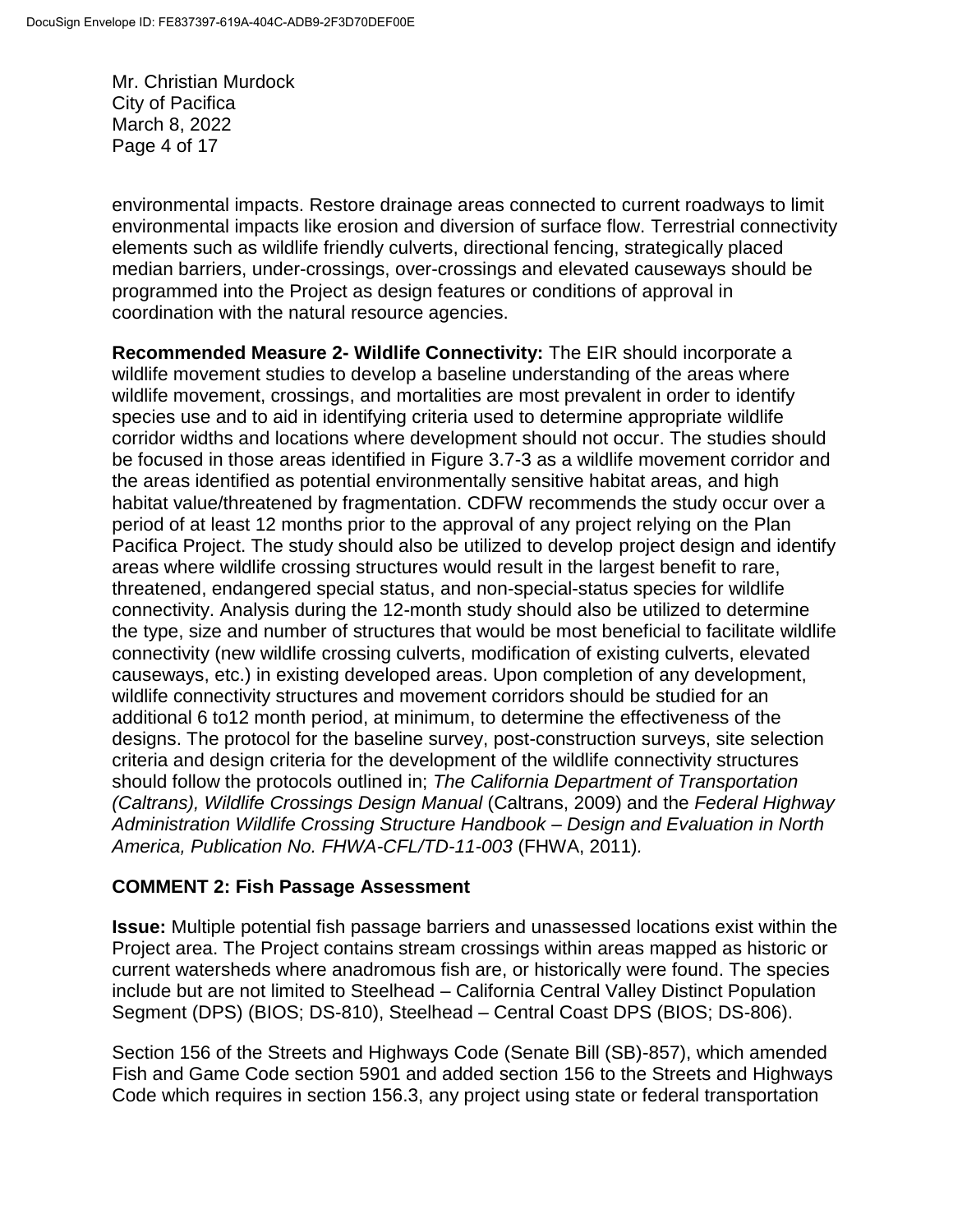environmental impacts. Restore drainage areas connected to current roadways to limit environmental impacts like erosion and diversion of surface flow. Terrestrial connectivity elements such as wildlife friendly culverts, directional fencing, strategically placed median barriers, under-crossings, over-crossings and elevated causeways should be programmed into the Project as design features or conditions of approval in coordination with the natural resource agencies.

**Recommended Measure 2- Wildlife Connectivity:** The EIR should incorporate a wildlife movement studies to develop a baseline understanding of the areas where wildlife movement, crossings, and mortalities are most prevalent in order to identify species use and to aid in identifying criteria used to determine appropriate wildlife corridor widths and locations where development should not occur. The studies should be focused in those areas identified in Figure 3.7-3 as a wildlife movement corridor and the areas identified as potential environmentally sensitive habitat areas, and high habitat value/threatened by fragmentation. CDFW recommends the study occur over a period of at least 12 months prior to the approval of any project relying on the Plan Pacifica Project. The study should also be utilized to develop project design and identify areas where wildlife crossing structures would result in the largest benefit to rare, threatened, endangered special status, and non-special-status species for wildlife connectivity. Analysis during the 12-month study should also be utilized to determine the type, size and number of structures that would be most beneficial to facilitate wildlife connectivity (new wildlife crossing culverts, modification of existing culverts, elevated causeways, etc.) in existing developed areas. Upon completion of any development, wildlife connectivity structures and movement corridors should be studied for an additional 6 to12 month period, at minimum, to determine the effectiveness of the designs. The protocol for the baseline survey, post-construction surveys, site selection criteria and design criteria for the development of the wildlife connectivity structures should follow the protocols outlined in; *The California Department of Transportation (Caltrans), Wildlife Crossings Design Manual* (Caltrans, 2009) and the *Federal Highway Administration Wildlife Crossing Structure Handbook – Design and Evaluation in North America, Publication No. FHWA-CFL/TD-11-003* (FHWA, 2011)*.*

## COMMENT 2: Fish Passage Assessment

**Issue:** Multiple potential fish passage barriers and unassessed locations exist within the Project area. The Project contains stream crossings within areas mapped as historic or current watersheds where anadromous fish are, or historically were found. The species include but are not limited to Steelhead – California Central Valley Distinct Population Segment (DPS) (BIOS; DS-810), Steelhead – Central Coast DPS (BIOS; DS-806).

Section 156 of the Streets and Highways Code (Senate Bill (SB)-857), which amended Fish and Game Code section 5901 and added section 156 to the Streets and Highways Code which requires in section 156.3, any project using state or federal transportation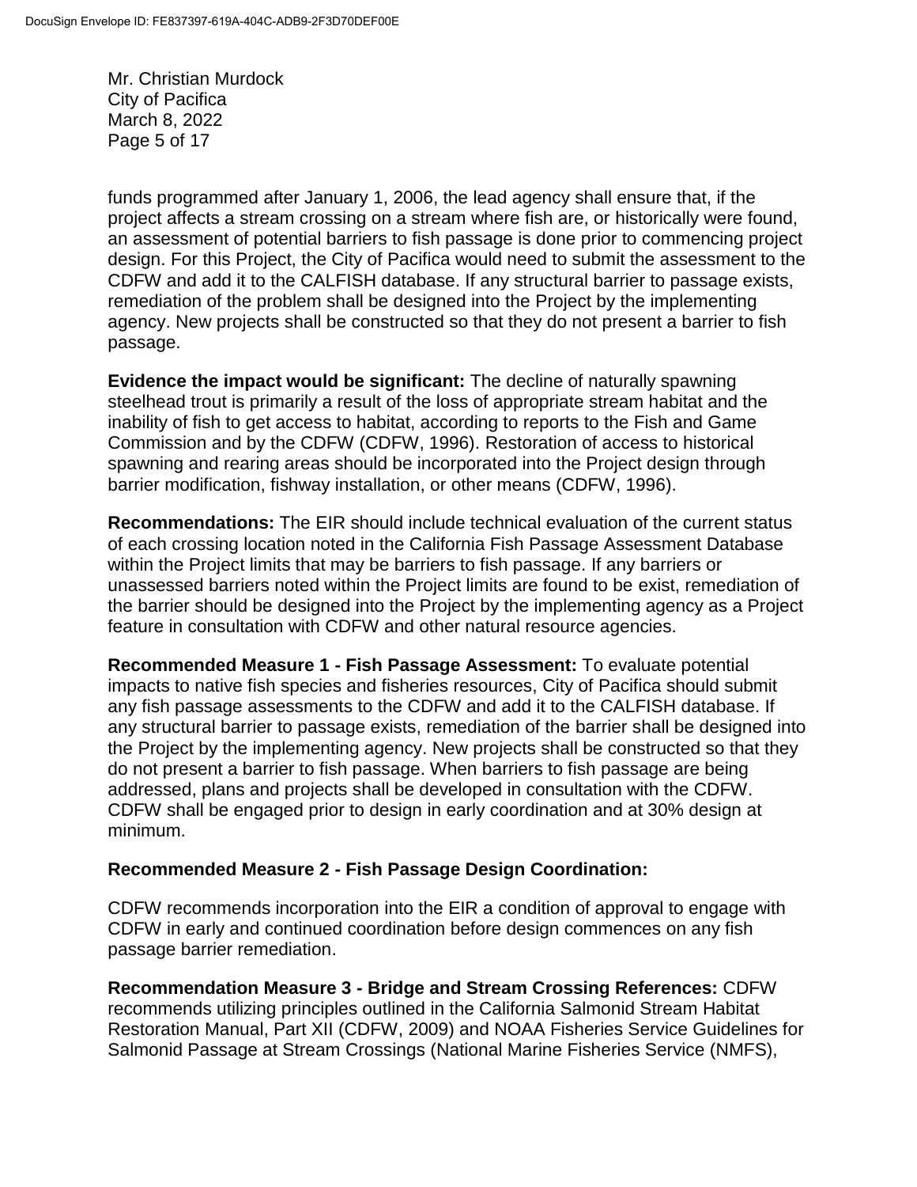funds programmed after January 1, 2006, the lead agency shall ensure that, if the project affects a stream crossing on a stream where fish are, or historically were found, an assessment of potential barriers to fish passage is done prior to commencing project design. For this Project, the City of Pacifica would need to submit the assessment to the CDFW and add it to the CALFISH database. If any structural barrier to passage exists, remediation of the problem shall be designed into the Project by the implementing agency. New projects shall be constructed so that they do not present a barrier to fish passage.

**Evidence the impact would be significant:** The decline of naturally spawning steelhead trout is primarily a result of the loss of appropriate stream habitat and the inability of fish to get access to habitat, according to reports to the Fish and Game Commission and by the CDFW (CDFW, 1996). Restoration of access to historical spawning and rearing areas should be incorporated into the Project design through barrier modification, fishway installation, or other means (CDFW, 1996).

**Recommendations:** The EIR should include technical evaluation of the current status of each crossing location noted in the California Fish Passage Assessment Database within the Project limits that may be barriers to fish passage. If any barriers or unassessed barriers noted within the Project limits are found to be exist, remediation of the barrier should be designed into the Project by the implementing agency as a Project feature in consultation with CDFW and other natural resource agencies.

**Recommended Measure 1 - Fish Passage Assessment:** To evaluate potential impacts to native fish species and fisheries resources, City of Pacifica should submit any fish passage assessments to the CDFW and add it to the CALFISH database. If any structural barrier to passage exists, remediation of the barrier shall be designed into the Project by the implementing agency. New projects shall be constructed so that they do not present a barrier to fish passage. When barriers to fish passage are being addressed, plans and projects shall be developed in consultation with the CDFW. CDFW shall be engaged prior to design in early coordination and at 30% design at minimum.

**Recommended Measure 2 - Fish Passage Design Coordination:**

CDFW recommends incorporation into the EIR a condition of approval to engage with CDFW in early and continued coordination before design commences on any fish passage barrier remediation.

**Recommendation Measure 3 - Bridge and Stream Crossing References:** CDFW recommends utilizing principles outlined in the California Salmonid Stream Habitat Restoration Manual, Part XII (CDFW, 2009) and NOAA Fisheries Service Guidelines for Salmonid Passage at Stream Crossings (National Marine Fisheries Service (NMFS),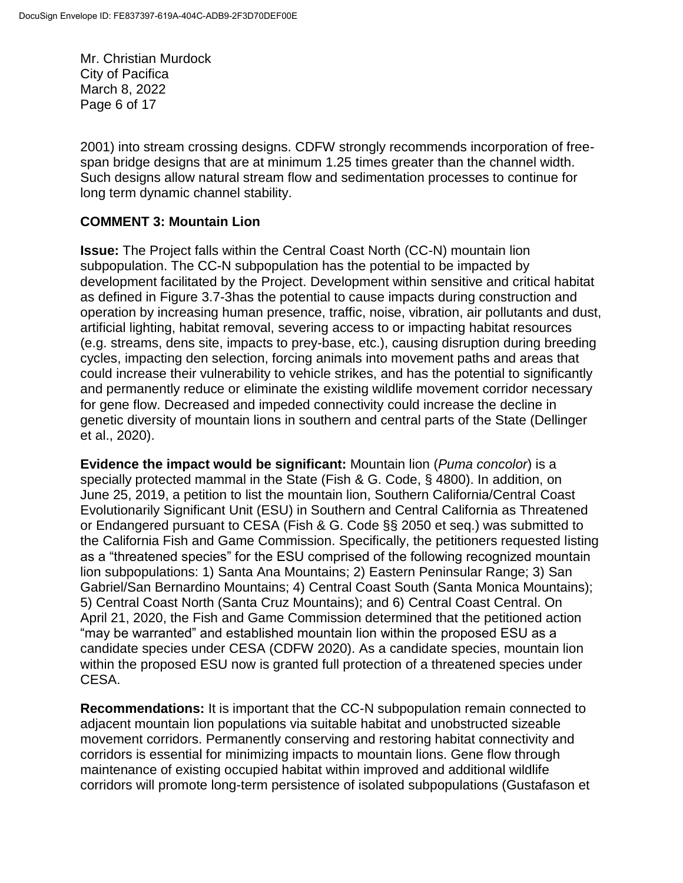2001) into stream crossing designs. CDFW strongly recommends incorporation of free-span bridge designs that are at minimum 1.25 times greater than the channel width. Such designs allow natural stream flow and sedimentation processes to continue for long term dynamic channel stability.

**COMMENT 3: Mountain Lion**

**Issue:** The Project falls within the Central Coast North (CC-N) mountain lion subpopulation. The CC-N subpopulation has the potential to be impacted by development facilitated by the Project. Development within sensitive and critical habitat as defined in Figure 3.7-3has the potential to cause impacts during construction and operation by increasing human presence, traffic, noise, vibration, air pollutants and dust, artificial lighting, habitat removal, severing access to or impacting habitat resources (e.g. streams, dens site, impacts to prey-base, etc.), causing disruption during breeding cycles, impacting den selection, forcing animals into movement paths and areas that could increase their vulnerability to vehicle strikes, and has the potential to significantly and permanently reduce or eliminate the existing wildlife movement corridor necessary for gene flow. Decreased and impeded connectivity could increase the decline in genetic diversity of mountain lions in southern and central parts of the State (Dellinger et al., 2020).

**Evidence the impact would be significant:** Mountain lion (*Puma concolor*) is a specially protected mammal in the State (Fish & G. Code, § 4800). In addition, on June 25, 2019, a petition to list the mountain lion, Southern California/Central Coast Evolutionarily Significant Unit (ESU) in Southern and Central California as Threatened or Endangered pursuant to CESA (Fish & G. Code §§ 2050 et seq.) was submitted to the California Fish and Game Commission. Specifically, the petitioners requested listing as a "threatened species" for the ESU comprised of the following recognized mountain lion subpopulations: 1) Santa Ana Mountains; 2) Eastern Peninsular Range; 3) San Gabriel/San Bernardino Mountains; 4) Central Coast South (Santa Monica Mountains); 5) Central Coast North (Santa Cruz Mountains); and 6) Central Coast Central. On April 21, 2020, the Fish and Game Commission determined that the petitioned action "may be warranted" and established mountain lion within the proposed ESU as a candidate species under CESA (CDFW 2020). As a candidate species, mountain lion within the proposed ESU now is granted full protection of a threatened species under CESA.

**Recommendations:** It is important that the CC-N subpopulation remain connected to adjacent mountain lion populations via suitable habitat and unobstructed sizeable movement corridors. Permanently conserving and restoring habitat connectivity and corridors is essential for minimizing impacts to mountain lions. Gene flow through maintenance of existing occupied habitat within improved and additional wildlife corridors will promote long-term persistence of isolated subpopulations (Gustafason et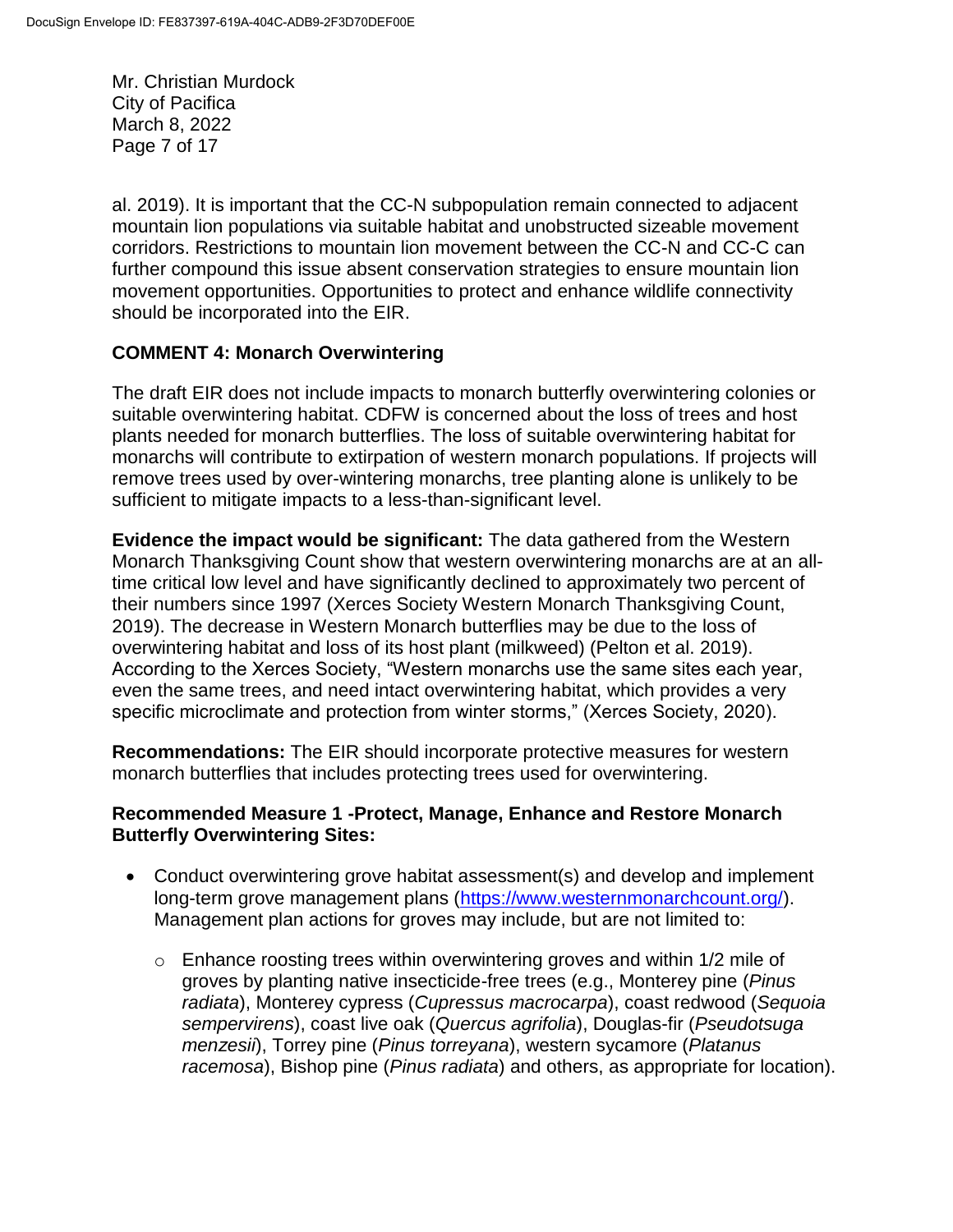al. 2019). It is important that the CC-N subpopulation remain connected to adjacent mountain lion populations via suitable habitat and unobstructed sizeable movement corridors. Restrictions to mountain lion movement between the CC-N and CC-C can further compound this issue absent conservation strategies to ensure mountain lion movement opportunities. Opportunities to protect and enhance wildlife connectivity should be incorporated into the EIR.

**COMMENT 4: Monarch Overwintering**

The draft EIR does not include impacts to monarch butterfly overwintering colonies or suitable overwintering habitat. CDFW is concerned about the loss of trees and host plants needed for monarch butterflies. The loss of suitable overwintering habitat for monarchs will contribute to extirpation of western monarch populations. If projects will remove trees used by over-wintering monarchs, tree planting alone is unlikely to be sufficient to mitigate impacts to a less-than-significant level.

**Evidence the impact would be significant:** The data gathered from the Western Monarch Thanksgiving Count show that western overwintering monarchs are at an all-time critical low level and have significantly declined to approximately two percent of their numbers since 1997 (Xerces Society Western Monarch Thanksgiving Count, 2019). The decrease in Western Monarch butterflies may be due to the loss of overwintering habitat and loss of its host plant (milkweed) (Pelton et al. 2019). According to the Xerces Society, "Western monarchs use the same sites each year, even the same trees, and need intact overwintering habitat, which provides a very specific microclimate and protection from winter storms," (Xerces Society, 2020).

**Recommendations:** The EIR should incorporate protective measures for western monarch butterflies that includes protecting trees used for overwintering.

**Recommended Measure 1 -Protect, Manage, Enhance and Restore Monarch Butterfly Overwintering Sites:**

- Conduct overwintering grove habitat assessment(s) and develop and implement long-term grove management plans (https://www.westernmonarchcount.org/). Management plan actions for groves may include, but are not limited to:
  - Enhance roosting trees within overwintering groves and within 1/2 mile of groves by planting native insecticide-free trees (e.g., Monterey pine (*Pinus radiata*), Monterey cypress (*Cupressus macrocarpa*), coast redwood (*Sequoia sempervirens*), coast live oak (*Quercus agrifolia*), Douglas-fir (*Pseudotsuga menzesii*), Torrey pine (*Pinus torreyana*), western sycamore (*Platanus racemosa*), Bishop pine (*Pinus radiata*) and others, as appropriate for location).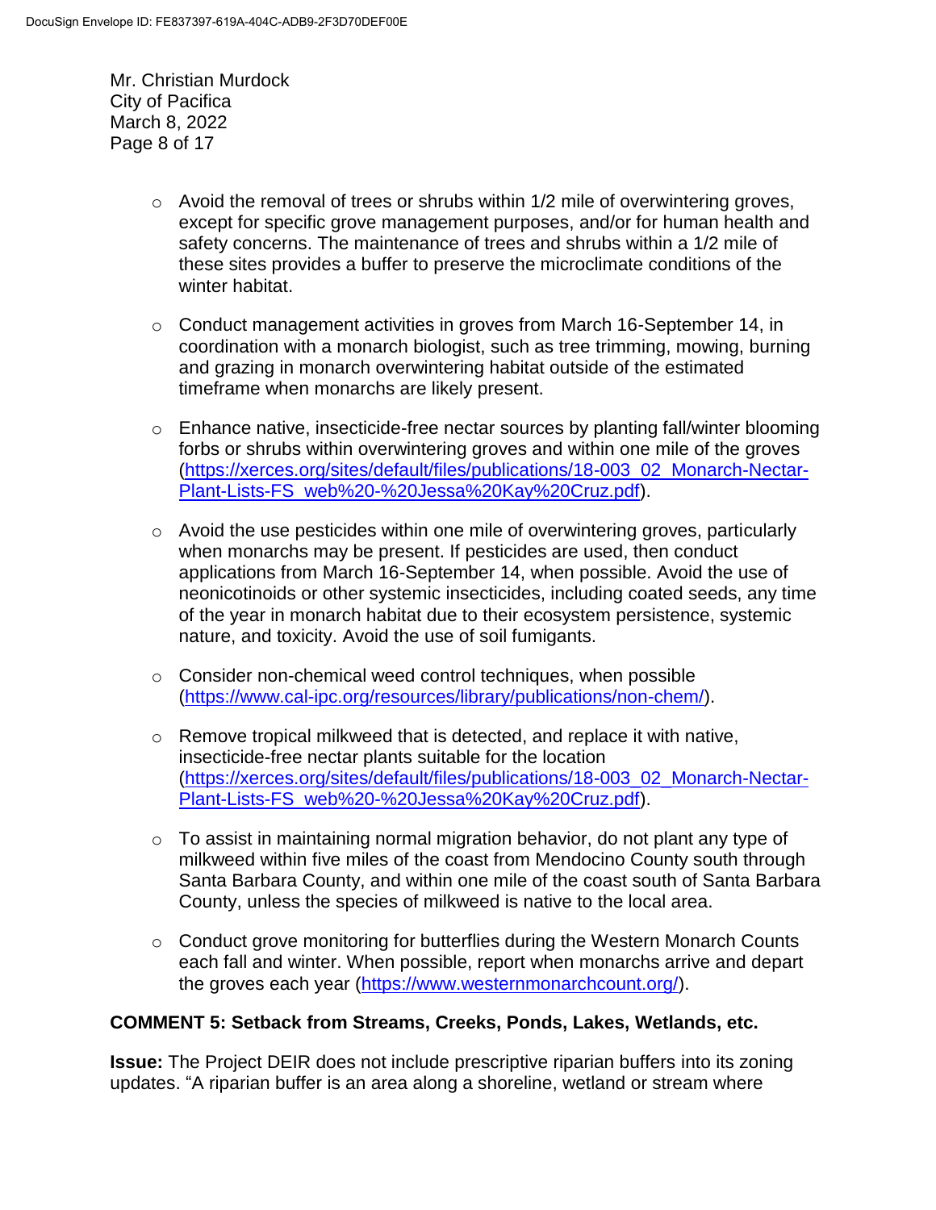- Avoid the removal of trees or shrubs within 1/2 mile of overwintering groves, except for specific grove management purposes, and/or for human health and safety concerns. The maintenance of trees and shrubs within a 1/2 mile of these sites provides a buffer to preserve the microclimate conditions of the winter habitat.

- Conduct management activities in groves from March 16-September 14, in coordination with a monarch biologist, such as tree trimming, mowing, burning and grazing in monarch overwintering habitat outside of the estimated timeframe when monarchs are likely present.

- Enhance native, insecticide-free nectar sources by planting fall/winter blooming forbs or shrubs within overwintering groves and within one mile of the groves (https://xerces.org/sites/default/files/publications/18-003_02_Monarch-Nectar-Plant-Lists-FS_web%20-%20Jessa%20Kay%20Cruz.pdf).

- Avoid the use pesticides within one mile of overwintering groves, particularly when monarchs may be present. If pesticides are used, then conduct applications from March 16-September 14, when possible. Avoid the use of neonicotinoids or other systemic insecticides, including coated seeds, any time of the year in monarch habitat due to their ecosystem persistence, systemic nature, and toxicity. Avoid the use of soil fumigants.

- Consider non-chemical weed control techniques, when possible (https://www.cal-ipc.org/resources/library/publications/non-chem/).

- Remove tropical milkweed that is detected, and replace it with native, insecticide-free nectar plants suitable for the location (https://xerces.org/sites/default/files/publications/18-003_02_Monarch-Nectar-Plant-Lists-FS_web%20-%20Jessa%20Kay%20Cruz.pdf).

- To assist in maintaining normal migration behavior, do not plant any type of milkweed within five miles of the coast from Mendocino County south through Santa Barbara County, and within one mile of the coast south of Santa Barbara County, unless the species of milkweed is native to the local area.

- Conduct grove monitoring for butterflies during the Western Monarch Counts each fall and winter. When possible, report when monarchs arrive and depart the groves each year (https://www.westernmonarchcount.org/).

**COMMENT 5: Setback from Streams, Creeks, Ponds, Lakes, Wetlands, etc.**

**Issue:** The Project DEIR does not include prescriptive riparian buffers into its zoning updates. "A riparian buffer is an area along a shoreline, wetland or stream where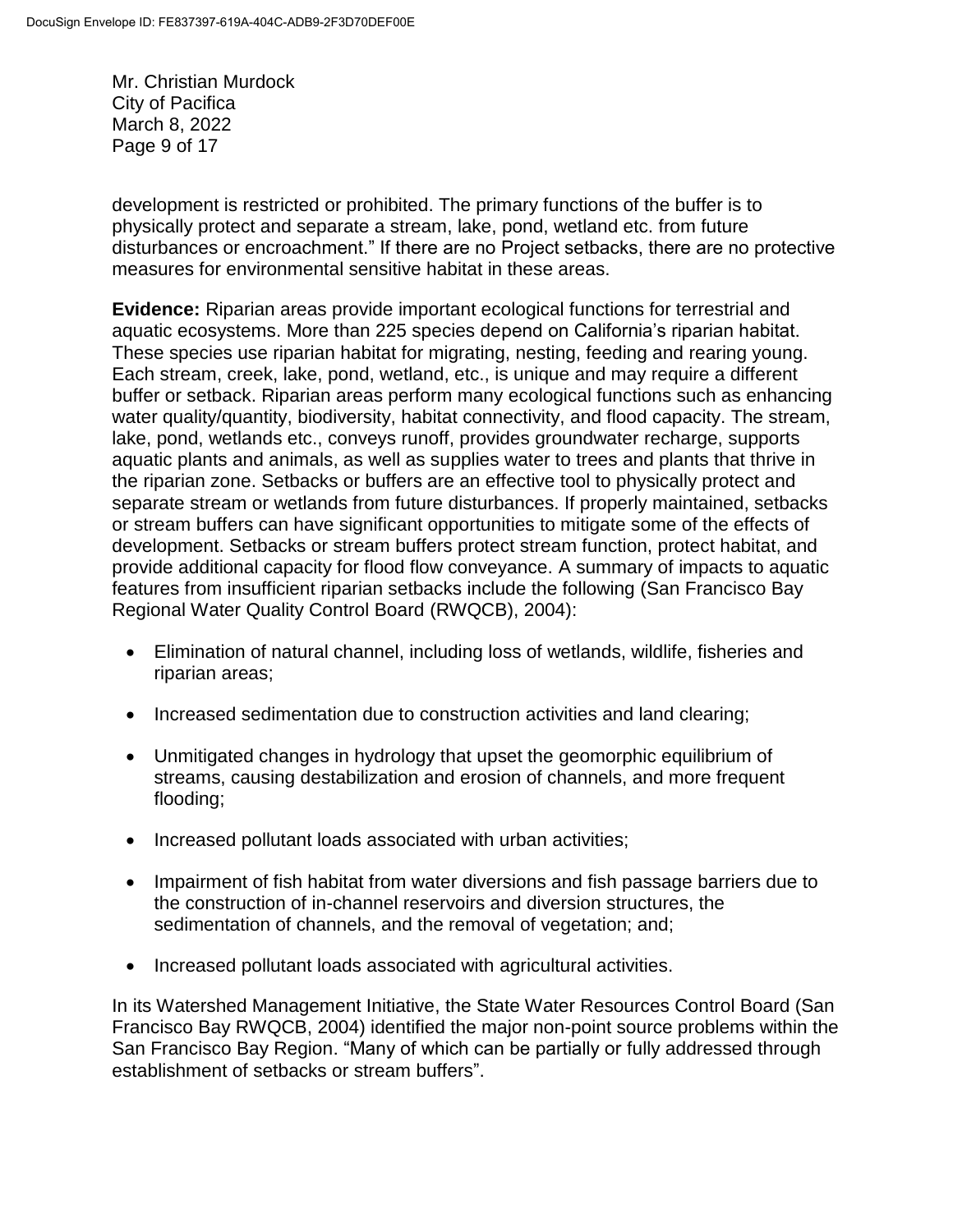development is restricted or prohibited. The primary functions of the buffer is to physically protect and separate a stream, lake, pond, wetland etc. from future disturbances or encroachment." If there are no Project setbacks, there are no protective measures for environmental sensitive habitat in these areas.

**Evidence:** Riparian areas provide important ecological functions for terrestrial and aquatic ecosystems. More than 225 species depend on California's riparian habitat. These species use riparian habitat for migrating, nesting, feeding and rearing young. Each stream, creek, lake, pond, wetland, etc., is unique and may require a different buffer or setback. Riparian areas perform many ecological functions such as enhancing water quality/quantity, biodiversity, habitat connectivity, and flood capacity. The stream, lake, pond, wetlands etc., conveys runoff, provides groundwater recharge, supports aquatic plants and animals, as well as supplies water to trees and plants that thrive in the riparian zone. Setbacks or buffers are an effective tool to physically protect and separate stream or wetlands from future disturbances. If properly maintained, setbacks or stream buffers can have significant opportunities to mitigate some of the effects of development. Setbacks or stream buffers protect stream function, protect habitat, and provide additional capacity for flood flow conveyance. A summary of impacts to aquatic features from insufficient riparian setbacks include the following (San Francisco Bay Regional Water Quality Control Board (RWQCB), 2004):

- Elimination of natural channel, including loss of wetlands, wildlife, fisheries and riparian areas;
- Increased sedimentation due to construction activities and land clearing;
- Unmitigated changes in hydrology that upset the geomorphic equilibrium of streams, causing destabilization and erosion of channels, and more frequent flooding;
- Increased pollutant loads associated with urban activities;
- Impairment of fish habitat from water diversions and fish passage barriers due to the construction of in-channel reservoirs and diversion structures, the sedimentation of channels, and the removal of vegetation; and;
- Increased pollutant loads associated with agricultural activities.

In its Watershed Management Initiative, the State Water Resources Control Board (San Francisco Bay RWQCB, 2004) identified the major non-point source problems within the San Francisco Bay Region. "Many of which can be partially or fully addressed through establishment of setbacks or stream buffers".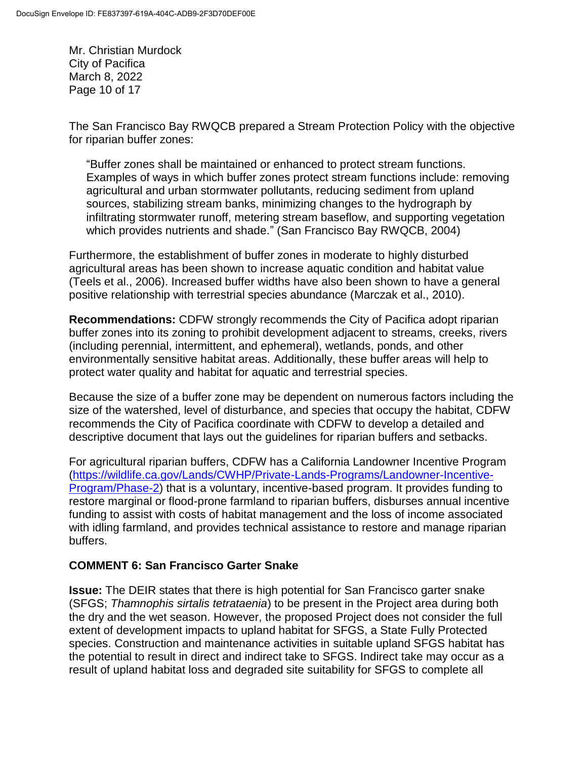The San Francisco Bay RWQCB prepared a Stream Protection Policy with the objective for riparian buffer zones:

> "Buffer zones shall be maintained or enhanced to protect stream functions. Examples of ways in which buffer zones protect stream functions include: removing agricultural and urban stormwater pollutants, reducing sediment from upland sources, stabilizing stream banks, minimizing changes to the hydrograph by infiltrating stormwater runoff, metering stream baseflow, and supporting vegetation which provides nutrients and shade." (San Francisco Bay RWQCB, 2004)

Furthermore, the establishment of buffer zones in moderate to highly disturbed agricultural areas has been shown to increase aquatic condition and habitat value (Teels et al., 2006). Increased buffer widths have also been shown to have a general positive relationship with terrestrial species abundance (Marczak et al., 2010).

**Recommendations:** CDFW strongly recommends the City of Pacifica adopt riparian buffer zones into its zoning to prohibit development adjacent to streams, creeks, rivers (including perennial, intermittent, and ephemeral), wetlands, ponds, and other environmentally sensitive habitat areas. Additionally, these buffer areas will help to protect water quality and habitat for aquatic and terrestrial species.

Because the size of a buffer zone may be dependent on numerous factors including the size of the watershed, level of disturbance, and species that occupy the habitat, CDFW recommends the City of Pacifica coordinate with CDFW to develop a detailed and descriptive document that lays out the guidelines for riparian buffers and setbacks.

For agricultural riparian buffers, CDFW has a California Landowner Incentive Program (https://wildlife.ca.gov/Lands/CWHP/Private-Lands-Programs/Landowner-Incentive-Program/Phase-2) that is a voluntary, incentive-based program. It provides funding to restore marginal or flood-prone farmland to riparian buffers, disburses annual incentive funding to assist with costs of habitat management and the loss of income associated with idling farmland, and provides technical assistance to restore and manage riparian buffers.

## COMMENT 6: San Francisco Garter Snake

**Issue:** The DEIR states that there is high potential for San Francisco garter snake (SFGS; *Thamnophis sirtalis tetrataenia*) to be present in the Project area during both the dry and the wet season. However, the proposed Project does not consider the full extent of development impacts to upland habitat for SFGS, a State Fully Protected species. Construction and maintenance activities in suitable upland SFGS habitat has the potential to result in direct and indirect take to SFGS. Indirect take may occur as a result of upland habitat loss and degraded site suitability for SFGS to complete all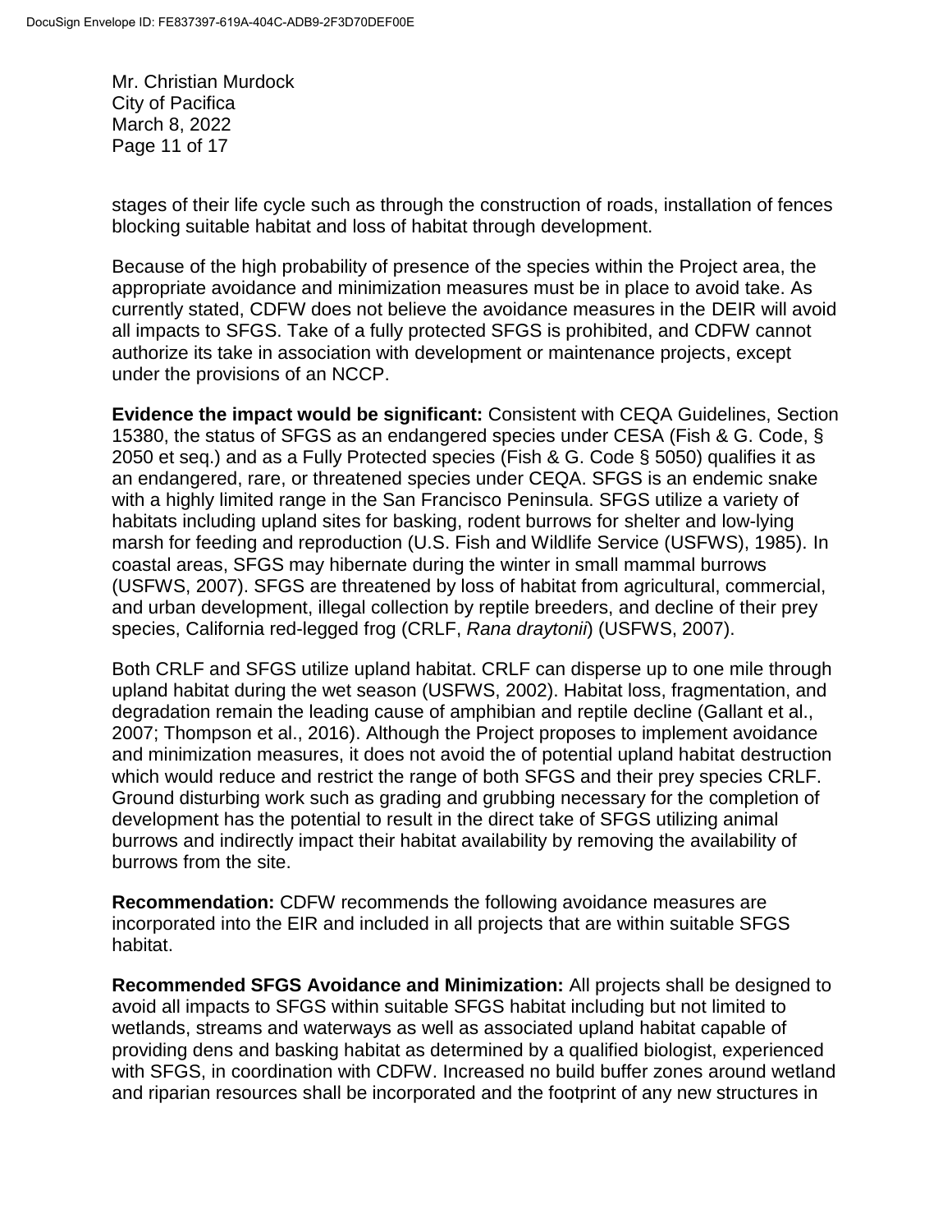stages of their life cycle such as through the construction of roads, installation of fences blocking suitable habitat and loss of habitat through development.

Because of the high probability of presence of the species within the Project area, the appropriate avoidance and minimization measures must be in place to avoid take. As currently stated, CDFW does not believe the avoidance measures in the DEIR will avoid all impacts to SFGS. Take of a fully protected SFGS is prohibited, and CDFW cannot authorize its take in association with development or maintenance projects, except under the provisions of an NCCP.

**Evidence the impact would be significant:** Consistent with CEQA Guidelines, Section 15380, the status of SFGS as an endangered species under CESA (Fish & G. Code, § 2050 et seq.) and as a Fully Protected species (Fish & G. Code § 5050) qualifies it as an endangered, rare, or threatened species under CEQA. SFGS is an endemic snake with a highly limited range in the San Francisco Peninsula. SFGS utilize a variety of habitats including upland sites for basking, rodent burrows for shelter and low-lying marsh for feeding and reproduction (U.S. Fish and Wildlife Service (USFWS), 1985). In coastal areas, SFGS may hibernate during the winter in small mammal burrows (USFWS, 2007). SFGS are threatened by loss of habitat from agricultural, commercial, and urban development, illegal collection by reptile breeders, and decline of their prey species, California red-legged frog (CRLF, *Rana draytonii*) (USFWS, 2007).

Both CRLF and SFGS utilize upland habitat. CRLF can disperse up to one mile through upland habitat during the wet season (USFWS, 2002). Habitat loss, fragmentation, and degradation remain the leading cause of amphibian and reptile decline (Gallant et al., 2007; Thompson et al., 2016). Although the Project proposes to implement avoidance and minimization measures, it does not avoid the of potential upland habitat destruction which would reduce and restrict the range of both SFGS and their prey species CRLF. Ground disturbing work such as grading and grubbing necessary for the completion of development has the potential to result in the direct take of SFGS utilizing animal burrows and indirectly impact their habitat availability by removing the availability of burrows from the site.

**Recommendation:** CDFW recommends the following avoidance measures are incorporated into the EIR and included in all projects that are within suitable SFGS habitat.

**Recommended SFGS Avoidance and Minimization:** All projects shall be designed to avoid all impacts to SFGS within suitable SFGS habitat including but not limited to wetlands, streams and waterways as well as associated upland habitat capable of providing dens and basking habitat as determined by a qualified biologist, experienced with SFGS, in coordination with CDFW. Increased no build buffer zones around wetland and riparian resources shall be incorporated and the footprint of any new structures in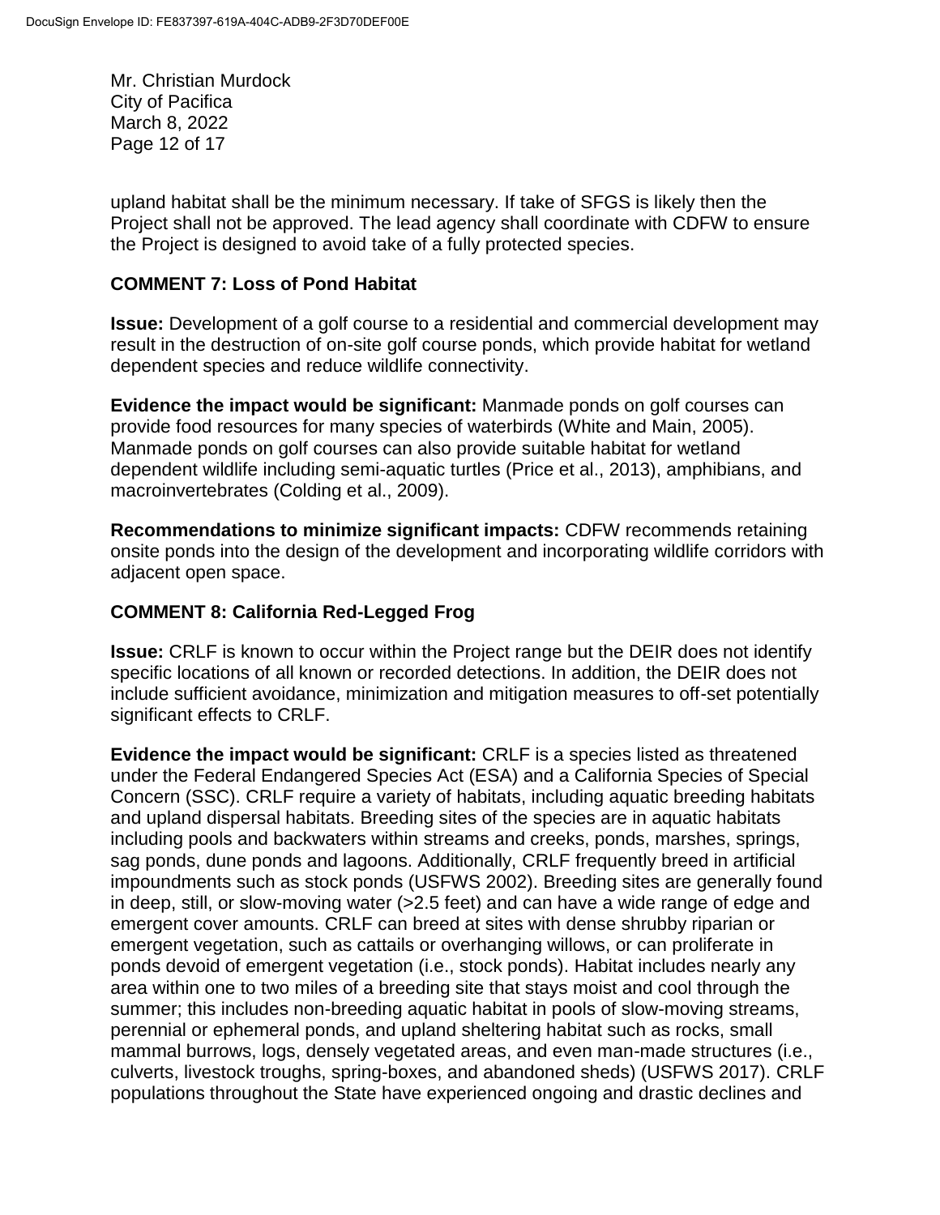upland habitat shall be the minimum necessary. If take of SFGS is likely then the Project shall not be approved. The lead agency shall coordinate with CDFW to ensure the Project is designed to avoid take of a fully protected species.

**COMMENT 7: Loss of Pond Habitat**

**Issue:** Development of a golf course to a residential and commercial development may result in the destruction of on-site golf course ponds, which provide habitat for wetland dependent species and reduce wildlife connectivity.

**Evidence the impact would be significant:** Manmade ponds on golf courses can provide food resources for many species of waterbirds (White and Main, 2005). Manmade ponds on golf courses can also provide suitable habitat for wetland dependent wildlife including semi-aquatic turtles (Price et al., 2013), amphibians, and macroinvertebrates (Colding et al., 2009).

**Recommendations to minimize significant impacts:** CDFW recommends retaining onsite ponds into the design of the development and incorporating wildlife corridors with adjacent open space.

**COMMENT 8: California Red-Legged Frog**

**Issue:** CRLF is known to occur within the Project range but the DEIR does not identify specific locations of all known or recorded detections. In addition, the DEIR does not include sufficient avoidance, minimization and mitigation measures to off-set potentially significant effects to CRLF.

**Evidence the impact would be significant:** CRLF is a species listed as threatened under the Federal Endangered Species Act (ESA) and a California Species of Special Concern (SSC). CRLF require a variety of habitats, including aquatic breeding habitats and upland dispersal habitats. Breeding sites of the species are in aquatic habitats including pools and backwaters within streams and creeks, ponds, marshes, springs, sag ponds, dune ponds and lagoons. Additionally, CRLF frequently breed in artificial impoundments such as stock ponds (USFWS 2002). Breeding sites are generally found in deep, still, or slow-moving water (>2.5 feet) and can have a wide range of edge and emergent cover amounts. CRLF can breed at sites with dense shrubby riparian or emergent vegetation, such as cattails or overhanging willows, or can proliferate in ponds devoid of emergent vegetation (i.e., stock ponds). Habitat includes nearly any area within one to two miles of a breeding site that stays moist and cool through the summer; this includes non-breeding aquatic habitat in pools of slow-moving streams, perennial or ephemeral ponds, and upland sheltering habitat such as rocks, small mammal burrows, logs, densely vegetated areas, and even man-made structures (i.e., culverts, livestock troughs, spring-boxes, and abandoned sheds) (USFWS 2017). CRLF populations throughout the State have experienced ongoing and drastic declines and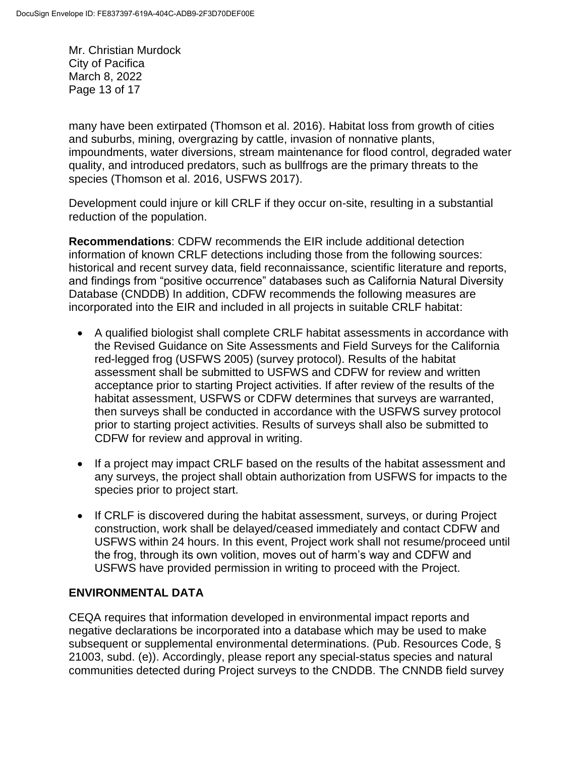many have been extirpated (Thomson et al. 2016). Habitat loss from growth of cities and suburbs, mining, overgrazing by cattle, invasion of nonnative plants, impoundments, water diversions, stream maintenance for flood control, degraded water quality, and introduced predators, such as bullfrogs are the primary threats to the species (Thomson et al. 2016, USFWS 2017).

Development could injure or kill CRLF if they occur on-site, resulting in a substantial reduction of the population.

**Recommendations**: CDFW recommends the EIR include additional detection information of known CRLF detections including those from the following sources: historical and recent survey data, field reconnaissance, scientific literature and reports, and findings from "positive occurrence" databases such as California Natural Diversity Database (CNDDB) In addition, CDFW recommends the following measures are incorporated into the EIR and included in all projects in suitable CRLF habitat:

- A qualified biologist shall complete CRLF habitat assessments in accordance with the Revised Guidance on Site Assessments and Field Surveys for the California red-legged frog (USFWS 2005) (survey protocol). Results of the habitat assessment shall be submitted to USFWS and CDFW for review and written acceptance prior to starting Project activities. If after review of the results of the habitat assessment, USFWS or CDFW determines that surveys are warranted, then surveys shall be conducted in accordance with the USFWS survey protocol prior to starting project activities. Results of surveys shall also be submitted to CDFW for review and approval in writing.

- If a project may impact CRLF based on the results of the habitat assessment and any surveys, the project shall obtain authorization from USFWS for impacts to the species prior to project start.

- If CRLF is discovered during the habitat assessment, surveys, or during Project construction, work shall be delayed/ceased immediately and contact CDFW and USFWS within 24 hours. In this event, Project work shall not resume/proceed until the frog, through its own volition, moves out of harm's way and CDFW and USFWS have provided permission in writing to proceed with the Project.

## ENVIRONMENTAL DATA

CEQA requires that information developed in environmental impact reports and negative declarations be incorporated into a database which may be used to make subsequent or supplemental environmental determinations. (Pub. Resources Code, § 21003, subd. (e)). Accordingly, please report any special-status species and natural communities detected during Project surveys to the CNDDB. The CNNDB field survey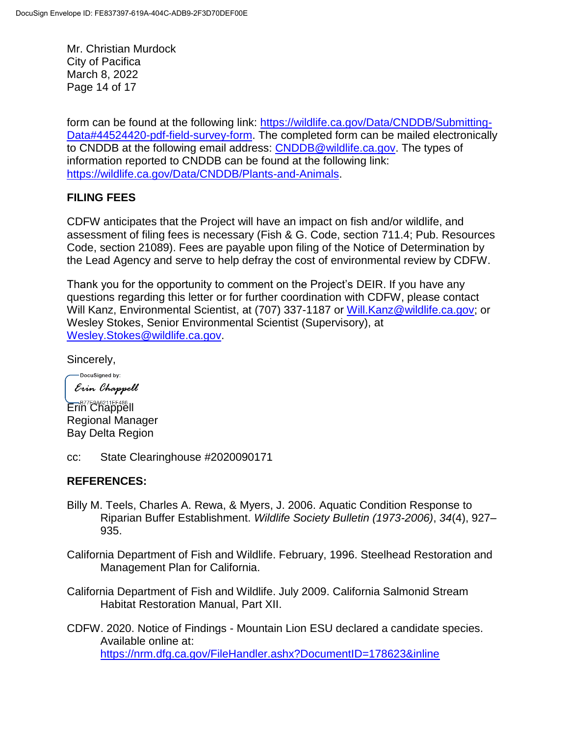form can be found at the following link: [https://wildlife.ca.gov/Data/CNDDB/Submitting-Data#44524420-pdf-field-survey-form](https://wildlife.ca.gov/Data/CNDDB/Submitting-Data#44524420-pdf-field-survey-form). The completed form can be mailed electronically to CNDDB at the following email address: [CNDDB@wildlife.ca.gov](mailto:CNDDB@wildlife.ca.gov). The types of information reported to CNDDB can be found at the following link: [https://wildlife.ca.gov/Data/CNDDB/Plants-and-Animals](https://wildlife.ca.gov/Data/CNDDB/Plants-and-Animals).

## FILING FEES

CDFW anticipates that the Project will have an impact on fish and/or wildlife, and assessment of filing fees is necessary (Fish & G. Code, section 711.4; Pub. Resources Code, section 21089). Fees are payable upon filing of the Notice of Determination by the Lead Agency and serve to help defray the cost of environmental review by CDFW.

Thank you for the opportunity to comment on the Project's DEIR. If you have any questions regarding this letter or for further coordination with CDFW, please contact Will Kanz, Environmental Scientist, at (707) 337-1187 or [Will.Kanz@wildlife.ca.gov](mailto:Will.Kanz@wildlife.ca.gov); or Wesley Stokes, Senior Environmental Scientist (Supervisory), at [Wesley.Stokes@wildlife.ca.gov](mailto:Wesley.Stokes@wildlife.ca.gov).

Sincerely,

DocuSigned by:
*Erin Chappell*
B77E9A6211EF486

Erin Chappell
Regional Manager
Bay Delta Region

cc: State Clearinghouse #2020090171

## REFERENCES:

Billy M. Teels, Charles A. Rewa, & Myers, J. 2006. Aquatic Condition Response to Riparian Buffer Establishment. *Wildlife Society Bulletin (1973-2006)*, *34*(4), 927–935.

California Department of Fish and Wildlife. February, 1996. Steelhead Restoration and Management Plan for California.

California Department of Fish and Wildlife. July 2009. California Salmonid Stream Habitat Restoration Manual, Part XII.

CDFW. 2020. Notice of Findings - Mountain Lion ESU declared a candidate species. Available online at: [https://nrm.dfg.ca.gov/FileHandler.ashx?DocumentID=178623&inline](https://nrm.dfg.ca.gov/FileHandler.ashx?DocumentID=178623&inline)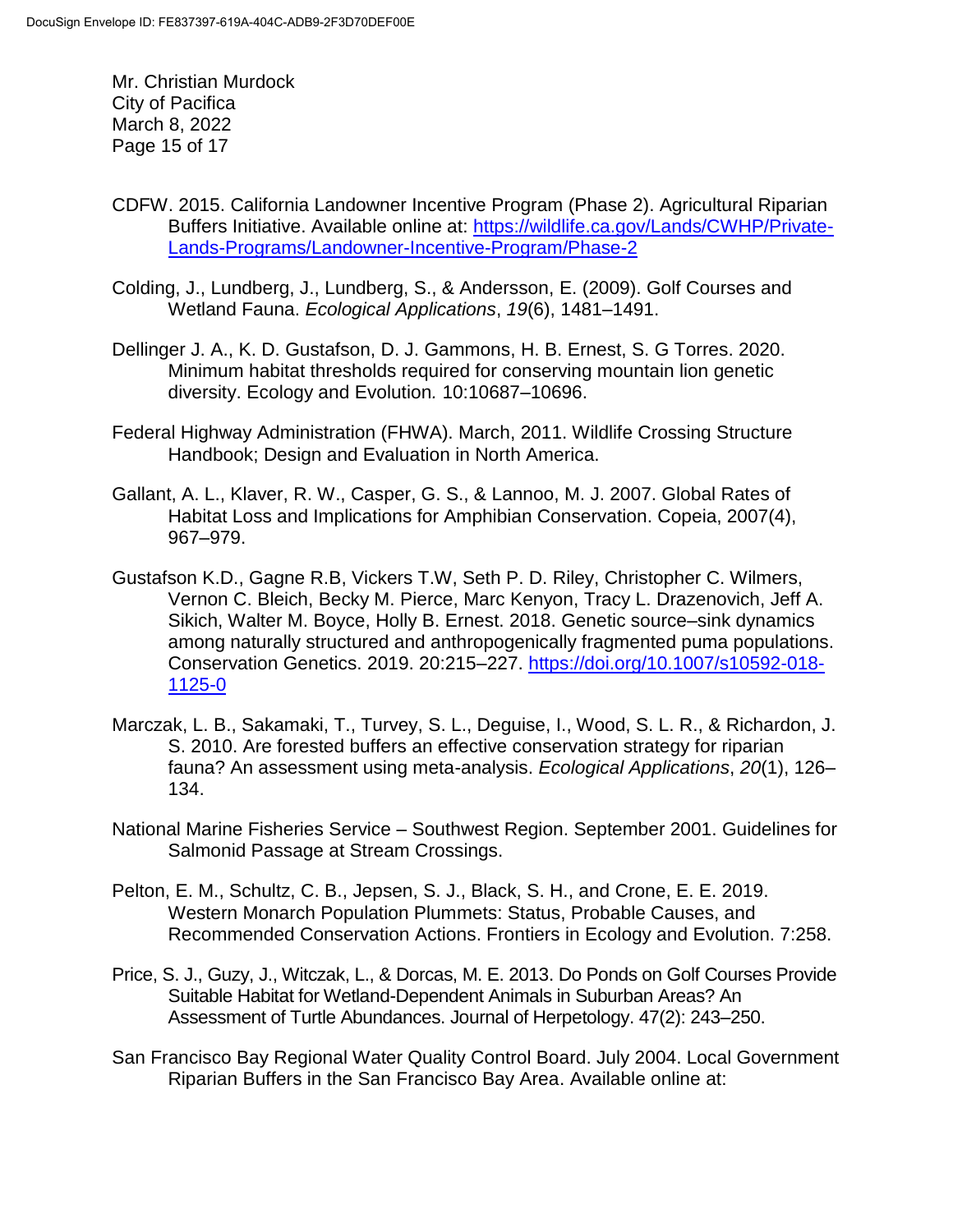CDFW. 2015. California Landowner Incentive Program (Phase 2). Agricultural Riparian Buffers Initiative. Available online at: https://wildlife.ca.gov/Lands/CWHP/Private-Lands-Programs/Landowner-Incentive-Program/Phase-2

Colding, J., Lundberg, J., Lundberg, S., & Andersson, E. (2009). Golf Courses and Wetland Fauna. *Ecological Applications*, *19*(6), 1481–1491.

Dellinger J. A., K. D. Gustafson, D. J. Gammons, H. B. Ernest, S. G Torres. 2020. Minimum habitat thresholds required for conserving mountain lion genetic diversity. Ecology and Evolution. 10:10687–10696.

Federal Highway Administration (FHWA). March, 2011. Wildlife Crossing Structure Handbook; Design and Evaluation in North America.

Gallant, A. L., Klaver, R. W., Casper, G. S., & Lannoo, M. J. 2007. Global Rates of Habitat Loss and Implications for Amphibian Conservation. Copeia, 2007(4), 967–979.

Gustafson K.D., Gagne R.B, Vickers T.W, Seth P. D. Riley, Christopher C. Wilmers, Vernon C. Bleich, Becky M. Pierce, Marc Kenyon, Tracy L. Drazenovich, Jeff A. Sikich, Walter M. Boyce, Holly B. Ernest. 2018. Genetic source–sink dynamics among naturally structured and anthropogenically fragmented puma populations. Conservation Genetics. 2019. 20:215–227. https://doi.org/10.1007/s10592-018-1125-0

Marczak, L. B., Sakamaki, T., Turvey, S. L., Deguise, I., Wood, S. L. R., & Richardon, J. S. 2010. Are forested buffers an effective conservation strategy for riparian fauna? An assessment using meta-analysis. *Ecological Applications*, *20*(1), 126–134.

National Marine Fisheries Service – Southwest Region. September 2001. Guidelines for Salmonid Passage at Stream Crossings.

Pelton, E. M., Schultz, C. B., Jepsen, S. J., Black, S. H., and Crone, E. E. 2019. Western Monarch Population Plummets: Status, Probable Causes, and Recommended Conservation Actions. Frontiers in Ecology and Evolution. 7:258.

Price, S. J., Guzy, J., Witczak, L., & Dorcas, M. E. 2013. Do Ponds on Golf Courses Provide Suitable Habitat for Wetland-Dependent Animals in Suburban Areas? An Assessment of Turtle Abundances. Journal of Herpetology. 47(2): 243–250.

San Francisco Bay Regional Water Quality Control Board. July 2004. Local Government Riparian Buffers in the San Francisco Bay Area. Available online at: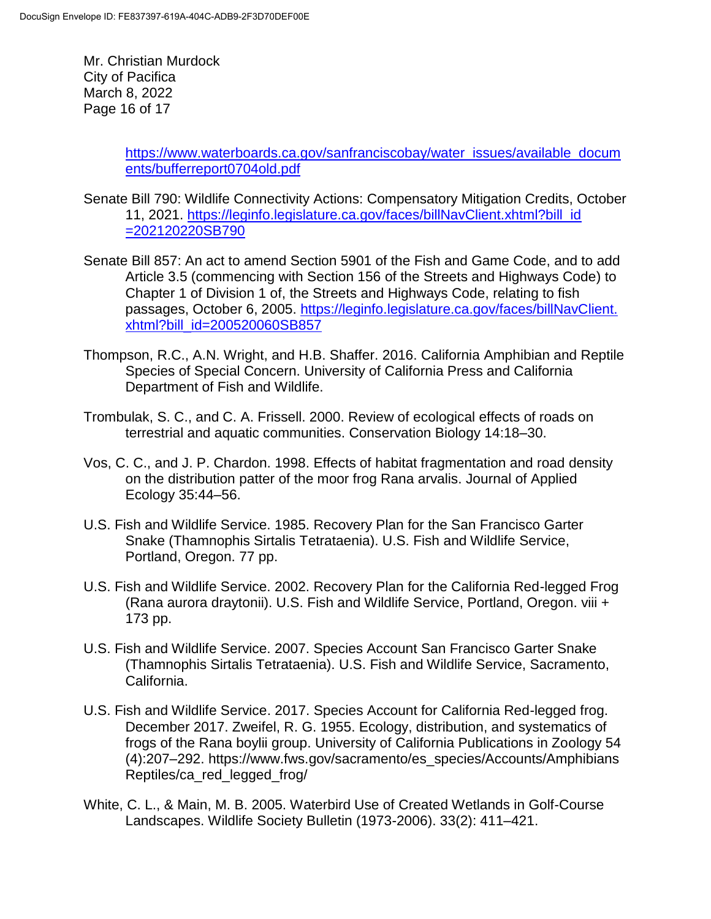https://www.waterboards.ca.gov/sanfranciscobay/water_issues/available_documents/bufferreport0704old.pdf

Senate Bill 790: Wildlife Connectivity Actions: Compensatory Mitigation Credits, October 11, 2021. https://leginfo.legislature.ca.gov/faces/billNavClient.xhtml?bill_id=202120220SB790

Senate Bill 857: An act to amend Section 5901 of the Fish and Game Code, and to add Article 3.5 (commencing with Section 156 of the Streets and Highways Code) to Chapter 1 of Division 1 of, the Streets and Highways Code, relating to fish passages, October 6, 2005. https://leginfo.legislature.ca.gov/faces/billNavClient.xhtml?bill_id=200520060SB857

Thompson, R.C., A.N. Wright, and H.B. Shaffer. 2016. California Amphibian and Reptile Species of Special Concern. University of California Press and California Department of Fish and Wildlife.

Trombulak, S. C., and C. A. Frissell. 2000. Review of ecological effects of roads on terrestrial and aquatic communities. Conservation Biology 14:18–30.

Vos, C. C., and J. P. Chardon. 1998. Effects of habitat fragmentation and road density on the distribution patter of the moor frog Rana arvalis. Journal of Applied Ecology 35:44–56.

U.S. Fish and Wildlife Service. 1985. Recovery Plan for the San Francisco Garter Snake (Thamnophis Sirtalis Tetrataenia). U.S. Fish and Wildlife Service, Portland, Oregon. 77 pp.

U.S. Fish and Wildlife Service. 2002. Recovery Plan for the California Red-legged Frog (Rana aurora draytonii). U.S. Fish and Wildlife Service, Portland, Oregon. viii + 173 pp.

U.S. Fish and Wildlife Service. 2007. Species Account San Francisco Garter Snake (Thamnophis Sirtalis Tetrataenia). U.S. Fish and Wildlife Service, Sacramento, California.

U.S. Fish and Wildlife Service. 2017. Species Account for California Red-legged frog. December 2017. Zweifel, R. G. 1955. Ecology, distribution, and systematics of frogs of the Rana boylii group. University of California Publications in Zoology 54 (4):207–292. https://www.fws.gov/sacramento/es_species/Accounts/AmphibiansReptiles/ca_red_legged_frog/

White, C. L., & Main, M. B. 2005. Waterbird Use of Created Wetlands in Golf-Course Landscapes. Wildlife Society Bulletin (1973-2006). 33(2): 411–421.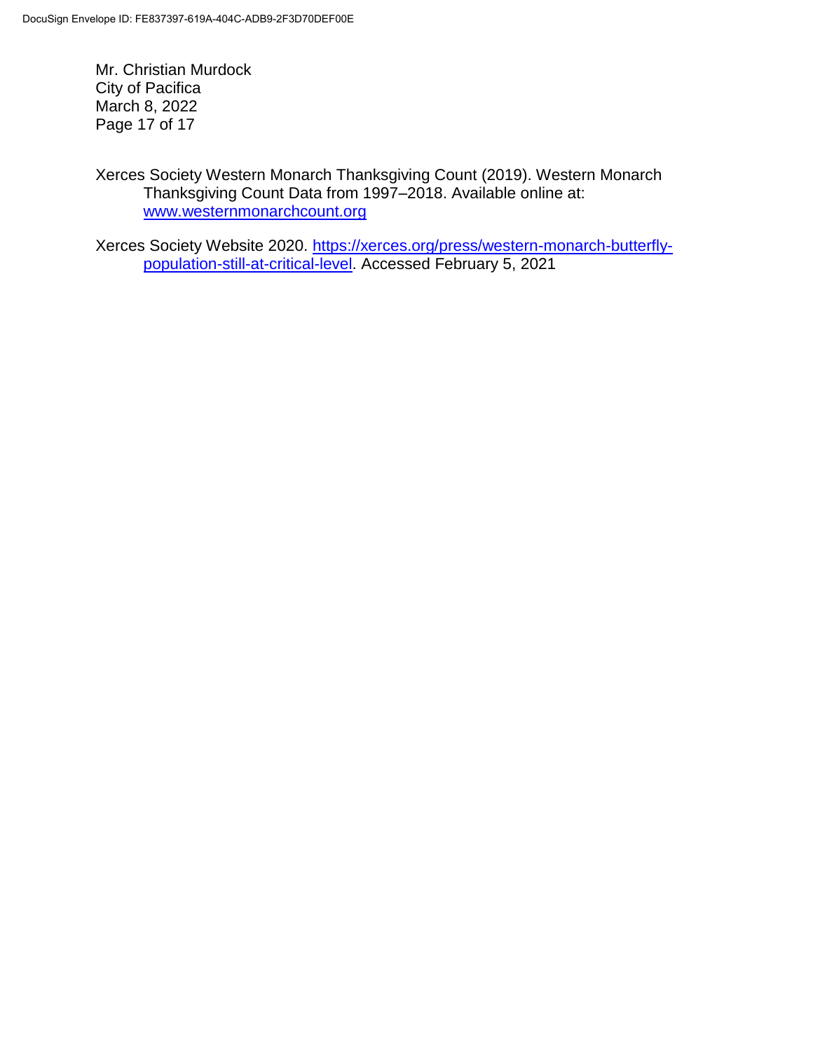Xerces Society Western Monarch Thanksgiving Count (2019). Western Monarch Thanksgiving Count Data from 1997–2018. Available online at: [www.westernmonarchcount.org](http://www.westernmonarchcount.org)

Xerces Society Website 2020. [https://xerces.org/press/western-monarch-butterfly-population-still-at-critical-level](https://xerces.org/press/western-monarch-butterfly-population-still-at-critical-level). Accessed February 5, 2021